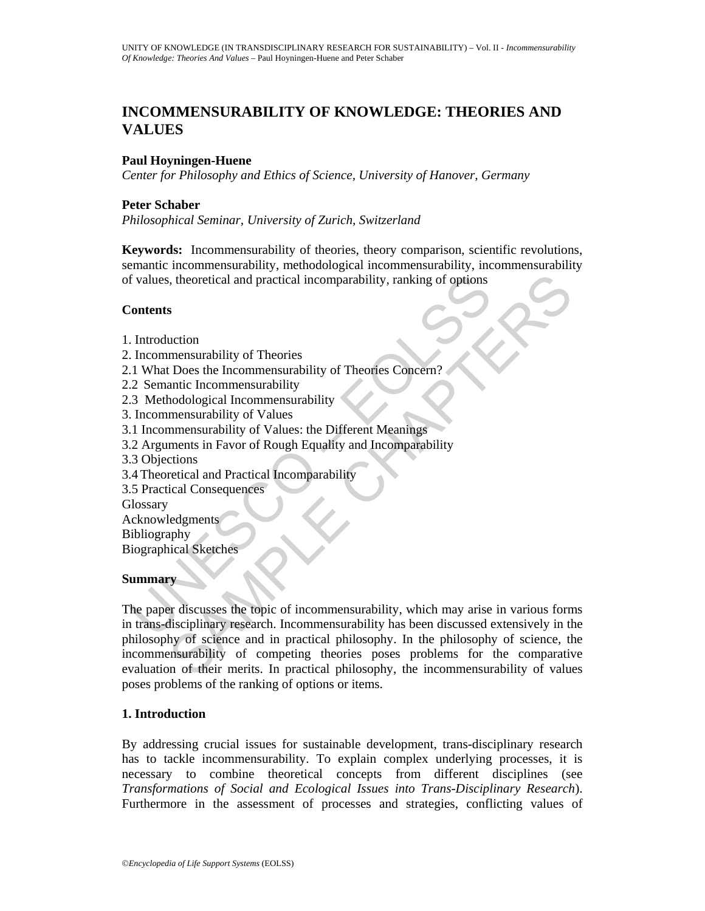# INCOMMENSURABILITY OF KNOWLEDGE: THEORIES AND VALUES

**Paul Hoyningen-Huene**
*Center for Philosophy and Ethics of Science, University of Hanover, Germany*

**Peter Schaber**
*Philosophical Seminar, University of Zurich, Switzerland*

**Keywords:** Incommensurability of theories, theory comparison, scientific revolutions, semantic incommensurability, methodological incommensurability, incommensurability of values, theoretical and practical incomparability, ranking of options

**Contents**

1. Introduction
2. Incommensurability of Theories
2.1 What Does the Incommensurability of Theories Concern?
2.2 Semantic Incommensurability
2.3 Methodological Incommensurability
3. Incommensurability of Values
3.1 Incommensurability of Values: the Different Meanings
3.2 Arguments in Favor of Rough Equality and Incomparability
3.3 Objections
3.4 Theoretical and Practical Incomparability
3.5 Practical Consequences
Glossary
Acknowledgments
Bibliography
Biographical Sketches

**Summary**

The paper discusses the topic of incommensurability, which may arise in various forms in trans-disciplinary research. Incommensurability has been discussed extensively in the philosophy of science and in practical philosophy. In the philosophy of science, the incommensurability of competing theories poses problems for the comparative evaluation of their merits. In practical philosophy, the incommensurability of values poses problems of the ranking of options or items.

## 1. Introduction

By addressing crucial issues for sustainable development, trans-disciplinary research has to tackle incommensurability. To explain complex underlying processes, it is necessary to combine theoretical concepts from different disciplines (see *Transformations of Social and Ecological Issues into Trans-Disciplinary Research*). Furthermore in the assessment of processes and strategies, conflicting values of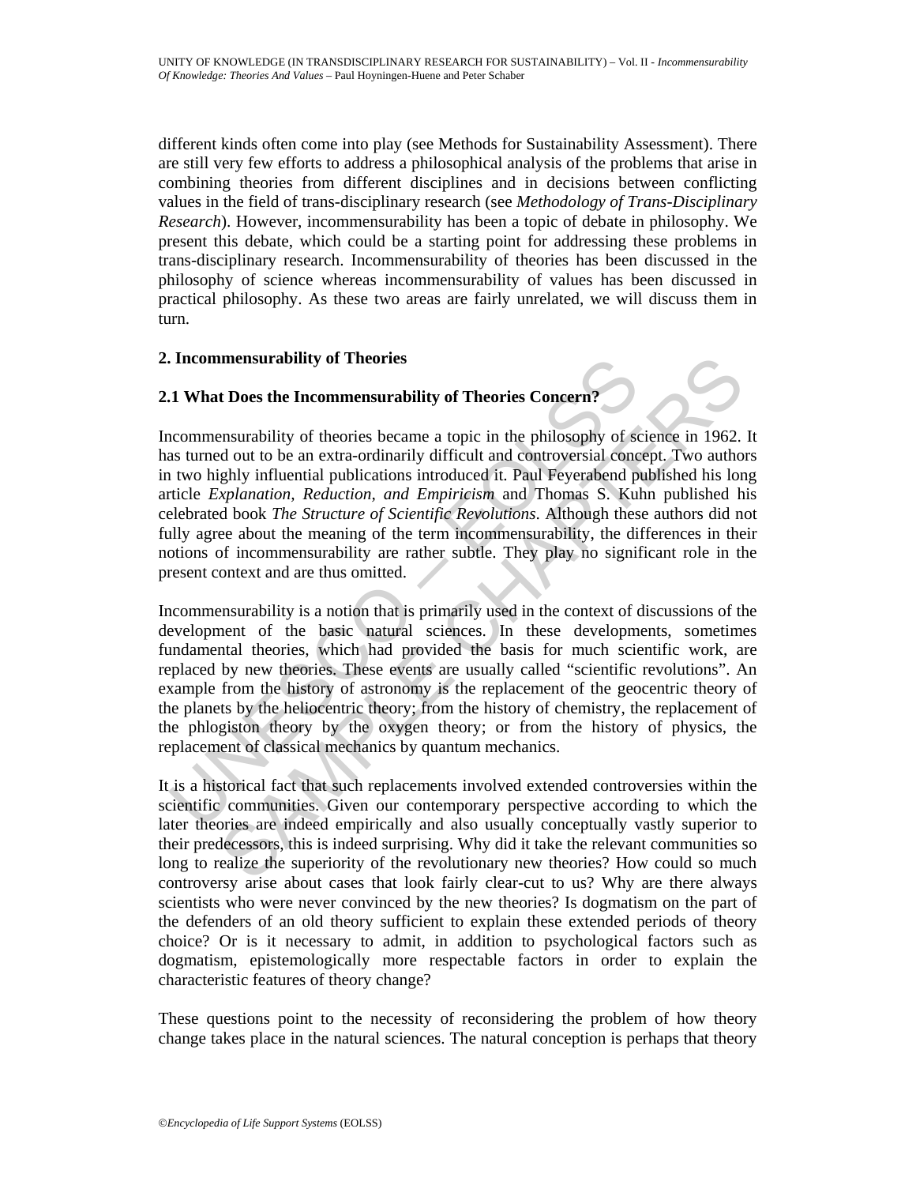different kinds often come into play (see Methods for Sustainability Assessment). There are still very few efforts to address a philosophical analysis of the problems that arise in combining theories from different disciplines and in decisions between conflicting values in the field of trans-disciplinary research (see *Methodology of Trans-Disciplinary Research*). However, incommensurability has been a topic of debate in philosophy. We present this debate, which could be a starting point for addressing these problems in trans-disciplinary research. Incommensurability of theories has been discussed in the philosophy of science whereas incommensurability of values has been discussed in practical philosophy. As these two areas are fairly unrelated, we will discuss them in turn.

## 2. Incommensurability of Theories

### 2.1 What Does the Incommensurability of Theories Concern?

Incommensurability of theories became a topic in the philosophy of science in 1962. It has turned out to be an extra-ordinarily difficult and controversial concept. Two authors in two highly influential publications introduced it. Paul Feyerabend published his long article *Explanation, Reduction, and Empiricism* and Thomas S. Kuhn published his celebrated book *The Structure of Scientific Revolutions*. Although these authors did not fully agree about the meaning of the term incommensurability, the differences in their notions of incommensurability are rather subtle. They play no significant role in the present context and are thus omitted.

Incommensurability is a notion that is primarily used in the context of discussions of the development of the basic natural sciences. In these developments, sometimes fundamental theories, which had provided the basis for much scientific work, are replaced by new theories. These events are usually called "scientific revolutions". An example from the history of astronomy is the replacement of the geocentric theory of the planets by the heliocentric theory; from the history of chemistry, the replacement of the phlogiston theory by the oxygen theory; or from the history of physics, the replacement of classical mechanics by quantum mechanics.

It is a historical fact that such replacements involved extended controversies within the scientific communities. Given our contemporary perspective according to which the later theories are indeed empirically and also usually conceptually vastly superior to their predecessors, this is indeed surprising. Why did it take the relevant communities so long to realize the superiority of the revolutionary new theories? How could so much controversy arise about cases that look fairly clear-cut to us? Why are there always scientists who were never convinced by the new theories? Is dogmatism on the part of the defenders of an old theory sufficient to explain these extended periods of theory choice? Or is it necessary to admit, in addition to psychological factors such as dogmatism, epistemologically more respectable factors in order to explain the characteristic features of theory change?

These questions point to the necessity of reconsidering the problem of how theory change takes place in the natural sciences. The natural conception is perhaps that theory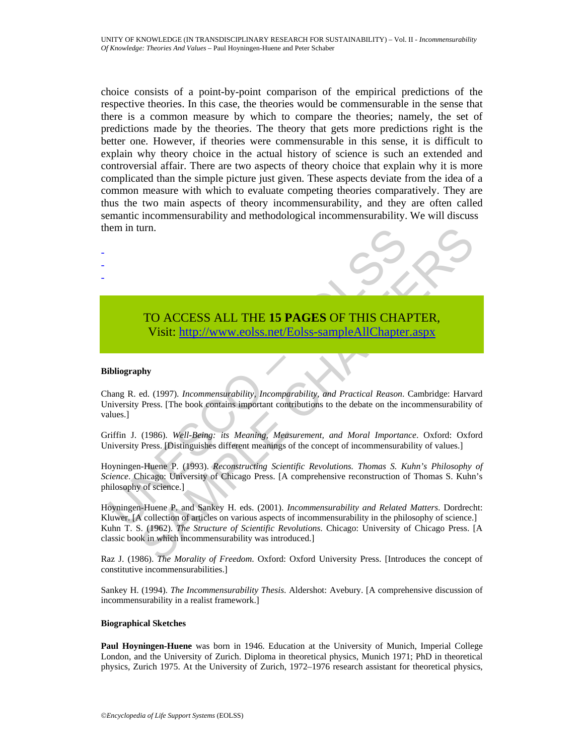choice consists of a point-by-point comparison of the empirical predictions of the respective theories. In this case, the theories would be commensurable in the sense that there is a common measure by which to compare the theories; namely, the set of predictions made by the theories. The theory that gets more predictions right is the better one. However, if theories were commensurable in this sense, it is difficult to explain why theory choice in the actual history of science is such an extended and controversial affair. There are two aspects of theory choice that explain why it is more complicated than the simple picture given. These aspects deviate from the idea of a common measure with which to evaluate competing theories comparatively. They are thus the two main aspects of theory incommensurability, and they are often called semantic incommensurability and methodological incommensurability. We will discuss them in turn.

-
-
-

TO ACCESS ALL THE **15 PAGES** OF THIS CHAPTER,
Visit: http://www.eolss.net/Eolss-sampleAllChapter.aspx

**Bibliography**

Chang R. ed. (1997). *Incommensurability, Incomparability, and Practical Reason*. Cambridge: Harvard University Press. [The book contains important contributions to the debate on the incommensurability of values.]

Griffin J. (1986). *Well-Being: its Meaning, Measurement, and Moral Importance*. Oxford: Oxford University Press. [Distinguishes different meanings of the concept of incommensurability of values.]

Hoyningen-Huene P. (1993). *Reconstructing Scientific Revolutions. Thomas S. Kuhn's Philosophy of Science*. Chicago: University of Chicago Press. [A comprehensive reconstruction of Thomas S. Kuhn's philosophy of science.]

Hoyningen-Huene P. and Sankey H. eds. (2001). *Incommensurability and Related Matters*. Dordrecht: Kluwer. [A collection of articles on various aspects of incommensurability in the philosophy of science.]
Kuhn T. S. (1962). *The Structure of Scientific Revolutions*. Chicago: University of Chicago Press. [A classic book in which incommensurability was introduced.]

Raz J. (1986). *The Morality of Freedom*. Oxford: Oxford University Press. [Introduces the concept of constitutive incommensurabilities.]

Sankey H. (1994). *The Incommensurability Thesis*. Aldershot: Avebury. [A comprehensive discussion of incommensurability in a realist framework.]

**Biographical Sketches**

**Paul Hoyningen-Huene** was born in 1946. Education at the University of Munich, Imperial College London, and the University of Zurich. Diploma in theoretical physics, Munich 1971; PhD in theoretical physics, Zurich 1975. At the University of Zurich, 1972–1976 research assistant for theoretical physics,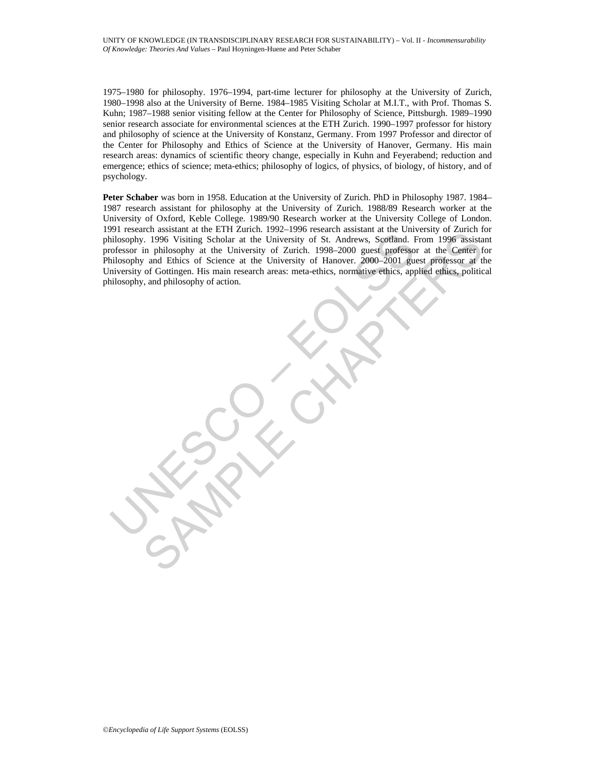1975–1980 for philosophy. 1976–1994, part-time lecturer for philosophy at the University of Zurich, 1980–1998 also at the University of Berne. 1984–1985 Visiting Scholar at M.I.T., with Prof. Thomas S. Kuhn; 1987–1988 senior visiting fellow at the Center for Philosophy of Science, Pittsburgh. 1989–1990 senior research associate for environmental sciences at the ETH Zurich. 1990–1997 professor for history and philosophy of science at the University of Konstanz, Germany. From 1997 Professor and director of the Center for Philosophy and Ethics of Science at the University of Hanover, Germany. His main research areas: dynamics of scientific theory change, especially in Kuhn and Feyerabend; reduction and emergence; ethics of science; meta-ethics; philosophy of logics, of physics, of biology, of history, and of psychology.

**Peter Schaber** was born in 1958. Education at the University of Zurich. PhD in Philosophy 1987. 1984–1987 research assistant for philosophy at the University of Zurich. 1988/89 Research worker at the University of Oxford, Keble College. 1989/90 Research worker at the University College of London. 1991 research assistant at the ETH Zurich. 1992–1996 research assistant at the University of Zurich for philosophy. 1996 Visiting Scholar at the University of St. Andrews, Scotland. From 1996 assistant professor in philosophy at the University of Zurich. 1998–2000 guest professor at the Center for Philosophy and Ethics of Science at the University of Hanover. 2000–2001 guest professor at the University of Gottingen. His main research areas: meta-ethics, normative ethics, applied ethics, political philosophy, and philosophy of action.